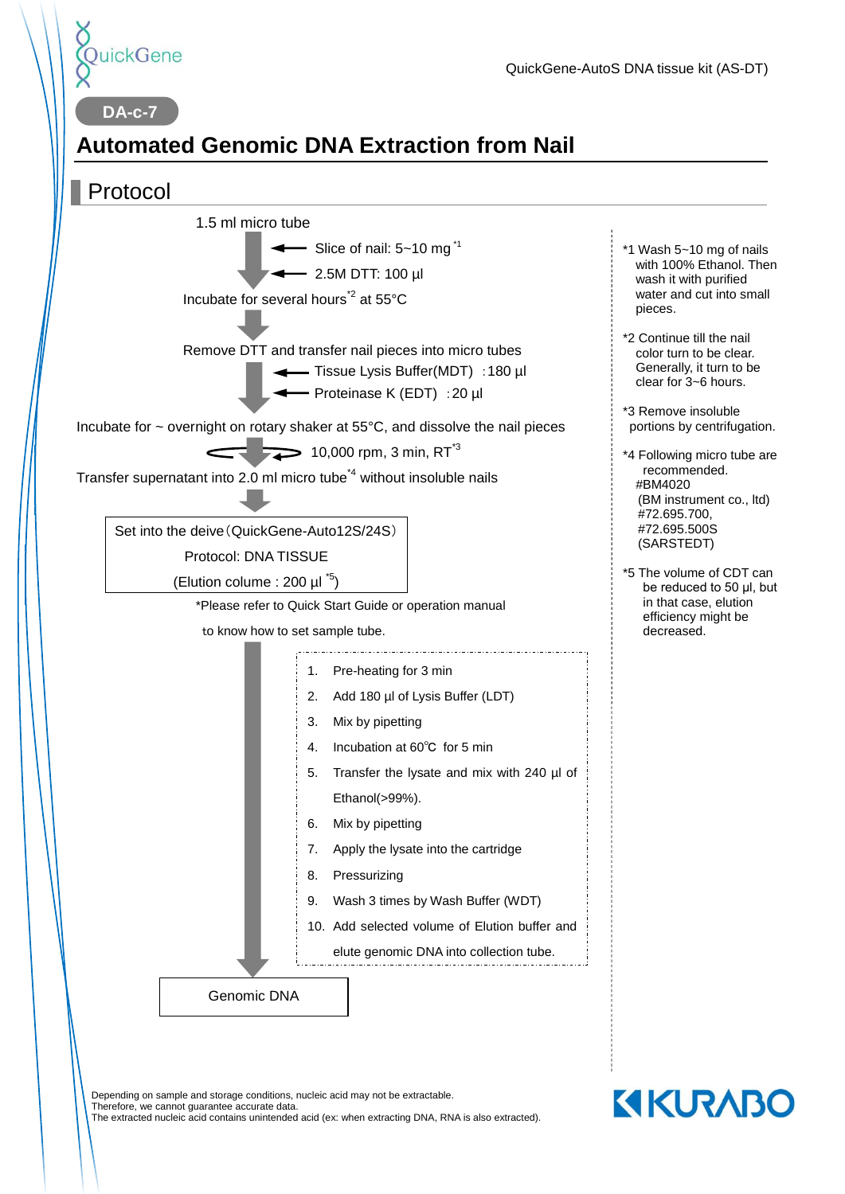QuickGene

QuickGene-AutoS DNA tissue kit (AS-DT)

DA-c-7

# Automated Genomic DNA Extraction from Nail

## Protocol

1.5 ml micro tube

- ← Slice of nail: 5~10 mg [*1]
- ← 2.5M DTT: 100 µl

Incubate for several hours[*2] at 55°C

↓

Remove DTT and transfer nail pieces into micro tubes

- ← Tissue Lysis Buffer(MDT) : 180 µl
- ← Proteinase K (EDT) : 20 µl

Incubate for ~ overnight on rotary shaker at 55°C, and dissolve the nail pieces

10,000 rpm, 3 min, RT[*3]

Transfer supernatant into 2.0 ml micro tube[*4] without insoluble nails

↓

Set into the deive（QuickGene-Auto12S/24S）
Protocol: DNA TISSUE
(Elution colume : 200 µl [*5])

*Please refer to Quick Start Guide or operation manual to know how to set sample tube.

1. Pre-heating for 3 min
2. Add 180 µl of Lysis Buffer (LDT)
3. Mix by pipetting
4. Incubation at 60℃ for 5 min
5. Transfer the lysate and mix with 240 µl of Ethanol(>99%).
6. Mix by pipetting
7. Apply the lysate into the cartridge
8. Pressurizing
9. Wash 3 times by Wash Buffer (WDT)
10. Add selected volume of Elution buffer and elute genomic DNA into collection tube.

↓

Genomic DNA

*1 Wash 5~10 mg of nails with 100% Ethanol. Then wash it with purified water and cut into small pieces.

*2 Continue till the nail color turn to be clear. Generally, it turn to be clear for 3~6 hours.

*3 Remove insoluble portions by centrifugation.

*4 Following micro tube are recommended.
#BM4020
(BM instrument co., ltd)
#72.695.700,
#72.695.500S
(SARSTEDT)

*5 The volume of CDT can be reduced to 50 µl, but in that case, elution efficiency might be decreased.

Depending on sample and storage conditions, nucleic acid may not be extractable.
Therefore, we cannot guarantee accurate data.
The extracted nucleic acid contains unintended acid (ex: when extracting DNA, RNA is also extracted).

KURABO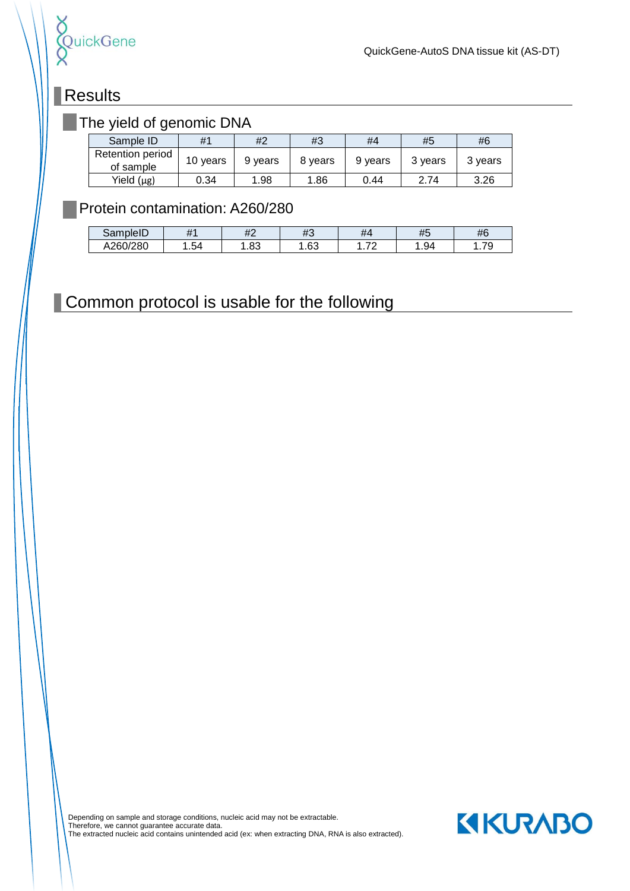# Results

## The yield of genomic DNA

| Sample ID | #1 | #2 | #3 | #4 | #5 | #6 |
|---|---|---|---|---|---|---|
| Retention period of sample | 10 years | 9 years | 8 years | 9 years | 3 years | 3 years |
| Yield (μg) | 0.34 | 1.98 | 1.86 | 0.44 | 2.74 | 3.26 |

## Protein contamination: A260/280

| SampleID | #1 | #2 | #3 | #4 | #5 | #6 |
|---|---|---|---|---|---|---|
| A260/280 | 1.54 | 1.83 | 1.63 | 1.72 | 1.94 | 1.79 |

# Common protocol is usable for the following

Depending on sample and storage conditions, nucleic acid may not be extractable.
Therefore, we cannot guarantee accurate data.
The extracted nucleic acid contains unintended acid (ex: when extracting DNA, RNA is also extracted).